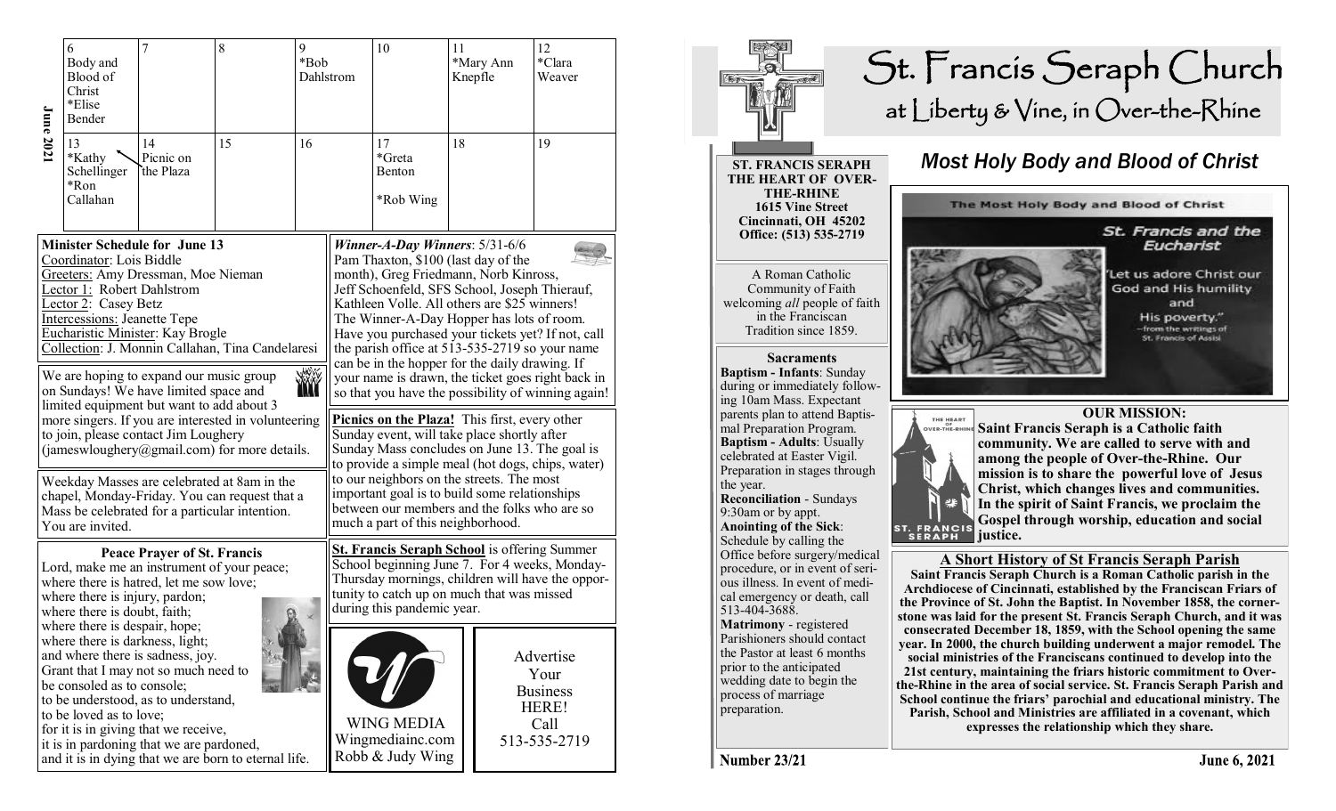## June 2021

| 6 | 7 | 8 | 9 | 10 | 11 | 12 |
|---|---|---|---|---|---|---|
| Body and Blood of Christ *Elise Bender | | | *Bob Dahlstrom | | *Mary Ann Knepfle | *Clara Weaver |
| 13 *Kathy Schellinger *Ron Callahan | 14 Picnic on the Plaza | 15 | 16 | 17 *Greta Benton *Rob Wing | 18 | 19 |

**Minister Schedule for June 13**
Coordinator: Lois Biddle
Greeters: Amy Dressman, Moe Nieman
Lector 1: Robert Dahlstrom
Lector 2: Casey Betz
Intercessions: Jeanette Tepe
Eucharistic Minister: Kay Brogle
Collection: J. Monnin Callahan, Tina Candelaresi

We are hoping to expand our music group on Sundays! We have limited space and limited equipment but want to add about 3 more singers. If you are interested in volunteering to join, please contact Jim Loughery (jameswloughery@gmail.com) for more details.

Weekday Masses are celebrated at 8am in the chapel, Monday-Friday. You can request that a Mass be celebrated for a particular intention. You are invited.

**Peace Prayer of St. Francis**
Lord, make me an instrument of your peace;
where there is hatred, let me sow love;
where there is injury, pardon;
where there is doubt, faith;
where there is despair, hope;
where there is darkness, light;
and where there is sadness, joy.
Grant that I may not so much need to be consoled as to console;
to be understood, as to understand,
to be loved as to love;
for it is in giving that we receive,
it is in pardoning that we are pardoned,
and it is in dying that we are born to eternal life.

***Winner-A-Day Winners***: 5/31-6/6
Pam Thaxton, $100 (last day of the month), Greg Friedmann, Norb Kinross, Jeff Schoenfeld, SFS School, Joseph Thierauf, Kathleen Volle. All others are $25 winners! The Winner-A-Day Hopper has lots of room. Have you purchased your tickets yet? If not, call the parish office at 513-535-2719 so your name can be in the hopper for the daily drawing. If your name is drawn, the ticket goes right back in so that you have the possibility of winning again!

**Picnics on the Plaza!** This first, every other Sunday event, will take place shortly after Sunday Mass concludes on June 13. The goal is to provide a simple meal (hot dogs, chips, water) to our neighbors on the streets. The most important goal is to build some relationships between our members and the folks who are so much a part of this neighborhood.

**St. Francis Seraph School** is offering Summer School beginning June 7. For 4 weeks, Monday-Thursday mornings, children will have the opportunity to catch up on much that was missed during this pandemic year.

WING MEDIA
Wingmediainc.com
Robb & Judy Wing

Advertise Your Business HERE! Call 513-535-2719

# St. Francis Seraph Church
## at Liberty & Vine, in Over-the-Rhine

**ST. FRANCIS SERAPH THE HEART OF OVER-THE-RHINE**
**1615 Vine Street**
**Cincinnati, OH 45202**
**Office: (513) 535-2719**

A Roman Catholic Community of Faith welcoming *all* people of faith in the Franciscan Tradition since 1859.

**Sacraments**
**Baptism - Infants**: Sunday during or immediately following 10am Mass. Expectant parents plan to attend Baptismal Preparation Program.
**Baptism - Adults**: Usually celebrated at Easter Vigil. Preparation in stages through the year.
**Reconciliation** - Sundays 9:30am or by appt.
**Anointing of the Sick**: Schedule by calling the Office before surgery/medical procedure, or in event of serious illness. In event of medical emergency or death, call 513-404-3688.
**Matrimony** - registered Parishioners should contact the Pastor at least 6 months prior to the anticipated wedding date to begin the process of marriage preparation.

## *Most Holy Body and Blood of Christ*

The Most Holy Body and Blood of Christ

*St. Francis and the Eucharist*

"Let us adore Christ our God and His humility and His poverty."
—from the writings of St. Francis of Assisi

**OUR MISSION:**
**Saint Francis Seraph is a Catholic faith community. We are called to serve with and among the people of Over-the-Rhine. Our mission is to share the powerful love of Jesus Christ, which changes lives and communities. In the spirit of Saint Francis, we proclaim the Gospel through worship, education and social justice.**

**A Short History of St Francis Seraph Parish**
**Saint Francis Seraph Church is a Roman Catholic parish in the Archdiocese of Cincinnati, established by the Franciscan Friars of the Province of St. John the Baptist. In November 1858, the cornerstone was laid for the present St. Francis Seraph Church, and it was consecrated December 18, 1859, with the School opening the same year. In 2000, the church building underwent a major remodel. The social ministries of the Franciscans continued to develop into the 21st century, maintaining the friars historic commitment to Over-the-Rhine in the area of social service. St. Francis Seraph Parish and School continue the friars' parochial and educational ministry. The Parish, School and Ministries are affiliated in a covenant, which expresses the relationship which they share.**

Number 23/21 — June 6, 2021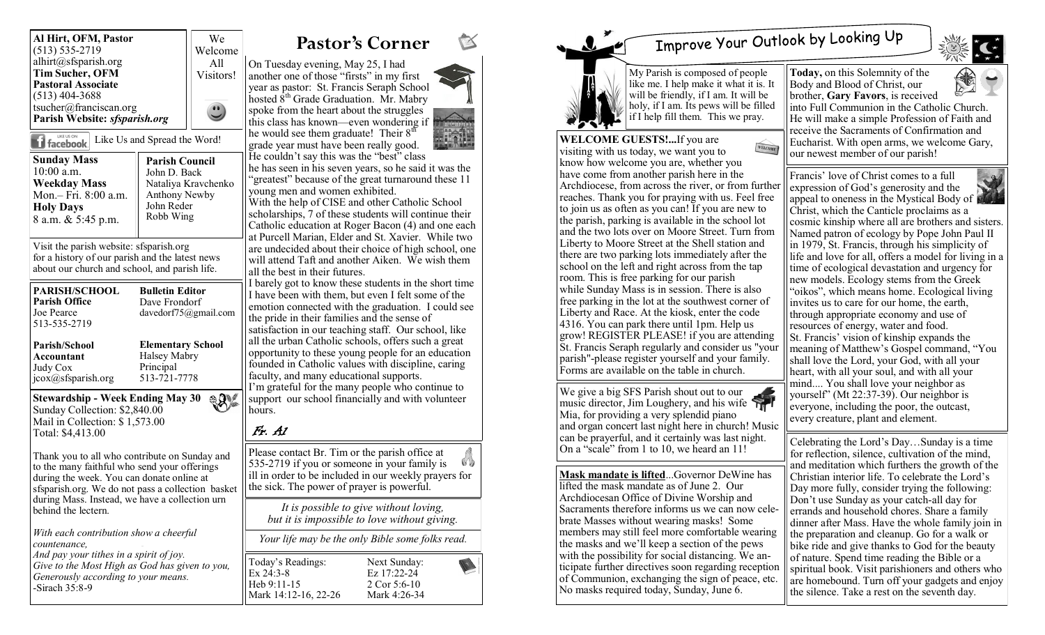**Al Hirt, OFM, Pastor**
(513) 535-2719
alhirt@sfsparish.org
**Tim Sucher, OFM**
**Pastoral Associate**
(513) 404-3688
tsucher@franciscan.org
**Parish Website:** ***sfsparish.org***

We Welcome All Visitors!

Like Us and Spread the Word!

**Sunday Mass**
10:00 a.m.
**Weekday Mass**
Mon.– Fri. 8:00 a.m.
**Holy Days**
8 a.m. & 5:45 p.m.

**Parish Council**
John D. Back
Nataliya Kravchenko
Anthony Newby
John Reder
Robb Wing

Visit the parish website: sfsparish.org for a history of our parish and the latest news about our church and school, and parish life.

**PARISH/SCHOOL**
**Parish Office**
Joe Pearce
513-535-2719

**Bulletin Editor**
Dave Frondorf
davedorf75@gmail.com

**Parish/School Accountant**
Judy Cox
jcox@sfsparish.org

**Elementary School**
Halsey Mabry
Principal
513-721-7778

**Stewardship - Week Ending May 30**
Sunday Collection: $2,840.00
Mail in Collection: $ 1,573.00
Total: $4,413.00

Thank you to all who contribute on Sunday and to the many faithful who send your offerings during the week. You can donate online at sfsparish.org. We do not pass a collection basket during Mass. Instead, we have a collection urn behind the lectern.

*With each contribution show a cheerful countenance,*
*And pay your tithes in a spirit of joy.*
*Give to the Most High as God has given to you,*
*Generously according to your means.*
-Sirach 35:8-9

# Pastor's Corner

On Tuesday evening, May 25, I had another one of those "firsts" in my first year as pastor: St. Francis Seraph School hosted 8th Grade Graduation. Mr. Mabry spoke from the heart about the struggles this class has known—even wondering if he would see them graduate! Their 8th grade year must have been really good. He couldn't say this was the "best" class he has seen in his seven years, so he said it was the "greatest" because of the great turnaround these 11 young men and women exhibited.

With the help of CISE and other Catholic School scholarships, 7 of these students will continue their Catholic education at Roger Bacon (4) and one each at Purcell Marian, Elder and St. Xavier. While two are undecided about their choice of high school, one will attend Taft and another Aiken. We wish them all the best in their futures.

I barely got to know these students in the short time I have been with them, but even I felt some of the emotion connected with the graduation. I could see the pride in their families and the sense of satisfaction in our teaching staff. Our school, like all the urban Catholic schools, offers such a great opportunity to these young people for an education founded in Catholic values with discipline, caring faculty, and many educational supports.

I'm grateful for the many people who continue to support our school financially and with volunteer hours.

*Fr. Al*

Please contact Br. Tim or the parish office at 535-2719 if you or someone in your family is ill in order to be included in our weekly prayers for the sick. The power of prayer is powerful.

*It is possible to give without loving, but it is impossible to love without giving.*

*Your life may be the only Bible some folks read.*

| Today's Readings: | Next Sunday: |
|---|---|
| Ex 24:3-8 | Ez 17:22-24 |
| Heb 9:11-15 | 2 Cor 5:6-10 |
| Mark 14:12-16, 22-26 | Mark 4:26-34 |

## Improve Your Outlook by Looking Up

My Parish is composed of people like me. I help make it what it is. It will be friendly, if I am. It will be holy, if I am. Its pews will be filled if I help fill them. This we pray.

**WELCOME GUESTS!...**If you are visiting with us today, we want you to know how welcome you are, whether you have come from another parish here in the Archdiocese, from across the river, or from further reaches. Thank you for praying with us. Feel free to join us as often as you can! If you are new to the parish, parking is available in the school lot and the two lots over on Moore Street. Turn from Liberty to Moore Street at the Shell station and there are two parking lots immediately after the school on the left and right across from the tap room. This is free parking for our parish while Sunday Mass is in session. There is also free parking in the lot at the southwest corner of Liberty and Race. At the kiosk, enter the code 4316. You can park there until 1pm. Help us grow! REGISTER PLEASE! if you are attending St. Francis Seraph regularly and consider us "your parish"-please register yourself and your family. Forms are available on the table in church.

We give a big SFS Parish shout out to our music director, Jim Loughery, and his wife Mia, for providing a very splendid piano and organ concert last night here in church! Music can be prayerful, and it certainly was last night. On a "scale" from 1 to 10, we heard an 11!

**Mask mandate is lifted**...Governor DeWine has lifted the mask mandate as of June 2. Our Archdiocesan Office of Divine Worship and Sacraments therefore informs us we can now celebrate Masses without wearing masks! Some members may still feel more comfortable wearing the masks and we'll keep a section of the pews with the possibility for social distancing. We anticipate further directives soon regarding reception of Communion, exchanging the sign of peace, etc. No masks required today, Sunday, June 6.

**Today,** on this Solemnity of the Body and Blood of Christ, our brother, **Gary Favors**, is received into Full Communion in the Catholic Church. He will make a simple Profession of Faith and receive the Sacraments of Confirmation and Eucharist. With open arms, we welcome Gary, our newest member of our parish!

Francis' love of Christ comes to a full expression of God's generosity and the appeal to oneness in the Mystical Body of Christ, which the Canticle proclaims as a cosmic kinship where all are brothers and sisters. Named patron of ecology by Pope John Paul II in 1979, St. Francis, through his simplicity of life and love for all, offers a model for living in a time of ecological devastation and urgency for new models. Ecology stems from the Greek "oikos", which means home. Ecological living invites us to care for our home, the earth, through appropriate economy and use of resources of energy, water and food. St. Francis' vision of kinship expands the meaning of Matthew's Gospel command, "You shall love the Lord, your God, with all your heart, with all your soul, and with all your mind.... You shall love your neighbor as yourself" (Mt 22:37-39). Our neighbor is everyone, including the poor, the outcast, every creature, plant and element.

Celebrating the Lord's Day…Sunday is a time for reflection, silence, cultivation of the mind, and meditation which furthers the growth of the Christian interior life. To celebrate the Lord's Day more fully, consider trying the following: Don't use Sunday as your catch-all day for errands and household chores. Share a family dinner after Mass. Have the whole family join in the preparation and cleanup. Go for a walk or bike ride and give thanks to God for the beauty of nature. Spend time reading the Bible or a spiritual book. Visit parishioners and others who are homebound. Turn off your gadgets and enjoy the silence. Take a rest on the seventh day.